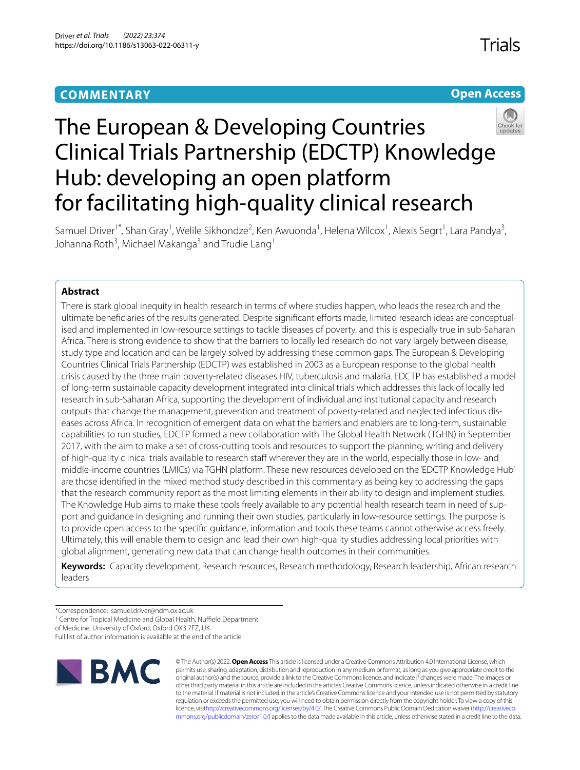**COMMENTARY**

**Open Access**

# The European & Developing Countries Clinical Trials Partnership (EDCTP) Knowledge Hub: developing an open platform for facilitating high-quality clinical research

Samuel Driver[1*], Shan Gray[1], Welile Sikhondze[2], Ken Awuonda[1], Helena Wilcox[1], Alexis Segrt[1], Lara Pandya[3], Johanna Roth[3], Michael Makanga[3] and Trudie Lang[1]

## Abstract

There is stark global inequity in health research in terms of where studies happen, who leads the research and the ultimate beneficiaries of the results generated. Despite significant efforts made, limited research ideas are conceptualised and implemented in low-resource settings to tackle diseases of poverty, and this is especially true in sub-Saharan Africa. There is strong evidence to show that the barriers to locally led research do not vary largely between disease, study type and location and can be largely solved by addressing these common gaps. The European & Developing Countries Clinical Trials Partnership (EDCTP) was established in 2003 as a European response to the global health crisis caused by the three main poverty-related diseases HIV, tuberculosis and malaria. EDCTP has established a model of long-term sustainable capacity development integrated into clinical trials which addresses this lack of locally led research in sub-Saharan Africa, supporting the development of individual and institutional capacity and research outputs that change the management, prevention and treatment of poverty-related and neglected infectious diseases across Africa. In recognition of emergent data on what the barriers and enablers are to long-term, sustainable capabilities to run studies, EDCTP formed a new collaboration with The Global Health Network (TGHN) in September 2017, with the aim to make a set of cross-cutting tools and resources to support the planning, writing and delivery of high-quality clinical trials available to research staff wherever they are in the world, especially those in low- and middle-income countries (LMICs) via TGHN platform. These new resources developed on the 'EDCTP Knowledge Hub' are those identified in the mixed method study described in this commentary as being key to addressing the gaps that the research community report as the most limiting elements in their ability to design and implement studies. The Knowledge Hub aims to make these tools freely available to any potential health research team in need of support and guidance in designing and running their own studies, particularly in low-resource settings. The purpose is to provide open access to the specific guidance, information and tools these teams cannot otherwise access freely. Ultimately, this will enable them to design and lead their own high-quality studies addressing local priorities with global alignment, generating new data that can change health outcomes in their communities.

**Keywords:** Capacity development, Research resources, Research methodology, Research leadership, African research leaders

*Correspondence: samuel.driver@ndm.ox.ac.uk

[1] Centre for Tropical Medicine and Global Health, Nuffield Department of Medicine, University of Oxford, Oxford OX3 7FZ, UK

Full list of author information is available at the end of the article

© The Author(s) 2022. **Open Access** This article is licensed under a Creative Commons Attribution 4.0 International License, which permits use, sharing, adaptation, distribution and reproduction in any medium or format, as long as you give appropriate credit to the original author(s) and the source, provide a link to the Creative Commons licence, and indicate if changes were made. The images or other third party material in this article are included in the article's Creative Commons licence, unless indicated otherwise in a credit line to the material. If material is not included in the article's Creative Commons licence and your intended use is not permitted by statutory regulation or exceeds the permitted use, you will need to obtain permission directly from the copyright holder. To view a copy of this licence, visit http://creativecommons.org/licenses/by/4.0/. The Creative Commons Public Domain Dedication waiver (http://creativecommons.org/publicdomain/zero/1.0/) applies to the data made available in this article, unless otherwise stated in a credit line to the data.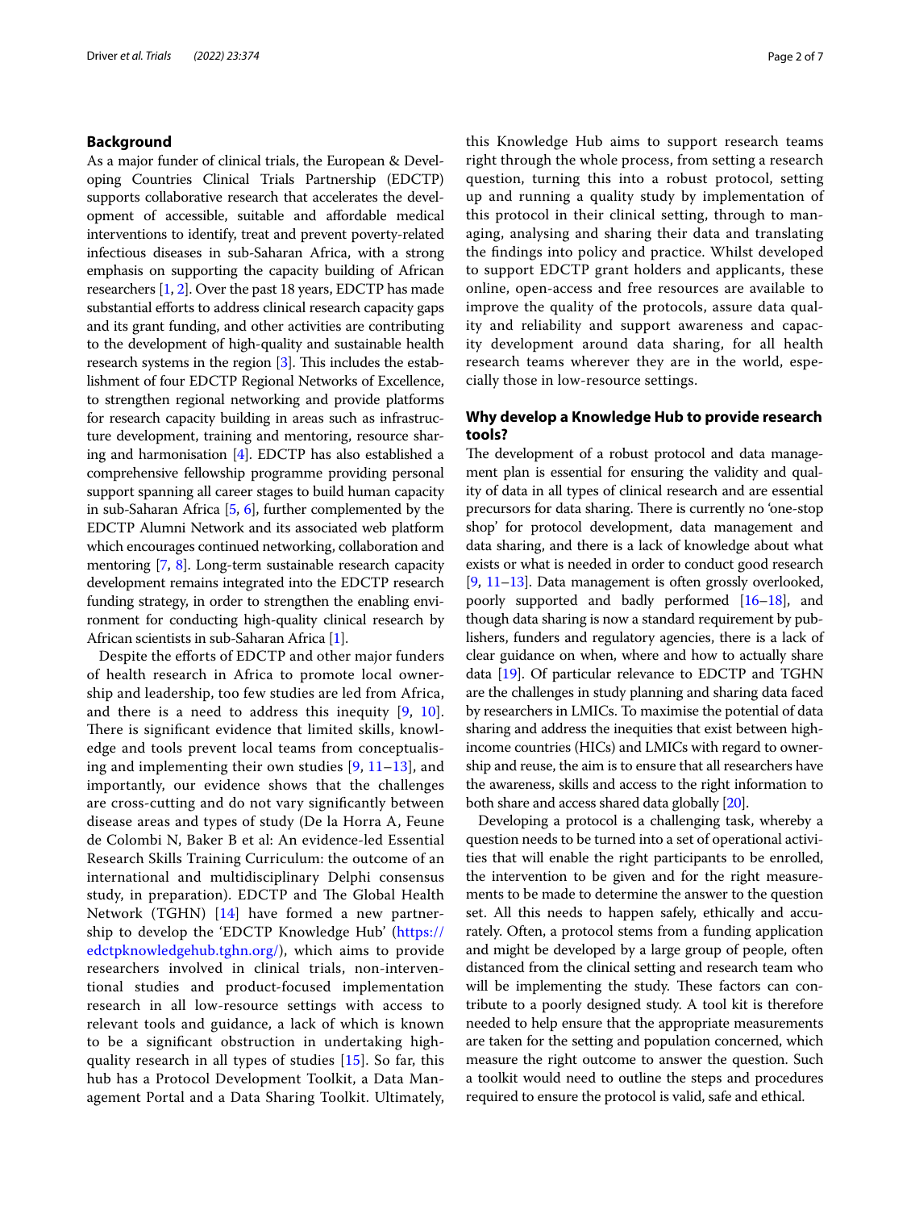## Background

As a major funder of clinical trials, the European & Developing Countries Clinical Trials Partnership (EDCTP) supports collaborative research that accelerates the development of accessible, suitable and affordable medical interventions to identify, treat and prevent poverty-related infectious diseases in sub-Saharan Africa, with a strong emphasis on supporting the capacity building of African researchers [1, 2]. Over the past 18 years, EDCTP has made substantial efforts to address clinical research capacity gaps and its grant funding, and other activities are contributing to the development of high-quality and sustainable health research systems in the region [3]. This includes the establishment of four EDCTP Regional Networks of Excellence, to strengthen regional networking and provide platforms for research capacity building in areas such as infrastructure development, training and mentoring, resource sharing and harmonisation [4]. EDCTP has also established a comprehensive fellowship programme providing personal support spanning all career stages to build human capacity in sub-Saharan Africa [5, 6], further complemented by the EDCTP Alumni Network and its associated web platform which encourages continued networking, collaboration and mentoring [7, 8]. Long-term sustainable research capacity development remains integrated into the EDCTP research funding strategy, in order to strengthen the enabling environment for conducting high-quality clinical research by African scientists in sub-Saharan Africa [1].

Despite the efforts of EDCTP and other major funders of health research in Africa to promote local ownership and leadership, too few studies are led from Africa, and there is a need to address this inequity [9, 10]. There is significant evidence that limited skills, knowledge and tools prevent local teams from conceptualising and implementing their own studies [9, 11–13], and importantly, our evidence shows that the challenges are cross-cutting and do not vary significantly between disease areas and types of study (De la Horra A, Feune de Colombi N, Baker B et al: An evidence-led Essential Research Skills Training Curriculum: the outcome of an international and multidisciplinary Delphi consensus study, in preparation). EDCTP and The Global Health Network (TGHN) [14] have formed a new partnership to develop the 'EDCTP Knowledge Hub' (https://edctpknowledgehub.tghn.org/), which aims to provide researchers involved in clinical trials, non-interventional studies and product-focused implementation research in all low-resource settings with access to relevant tools and guidance, a lack of which is known to be a significant obstruction in undertaking high-quality research in all types of studies [15]. So far, this hub has a Protocol Development Toolkit, a Data Management Portal and a Data Sharing Toolkit. Ultimately, this Knowledge Hub aims to support research teams right through the whole process, from setting a research question, turning this into a robust protocol, setting up and running a quality study by implementation of this protocol in their clinical setting, through to managing, analysing and sharing their data and translating the findings into policy and practice. Whilst developed to support EDCTP grant holders and applicants, these online, open-access and free resources are available to improve the quality of the protocols, assure data quality and reliability and support awareness and capacity development around data sharing, for all health research teams wherever they are in the world, especially those in low-resource settings.

### Why develop a Knowledge Hub to provide research tools?

The development of a robust protocol and data management plan is essential for ensuring the validity and quality of data in all types of clinical research and are essential precursors for data sharing. There is currently no 'one-stop shop' for protocol development, data management and data sharing, and there is a lack of knowledge about what exists or what is needed in order to conduct good research [9, 11–13]. Data management is often grossly overlooked, poorly supported and badly performed [16–18], and though data sharing is now a standard requirement by publishers, funders and regulatory agencies, there is a lack of clear guidance on when, where and how to actually share data [19]. Of particular relevance to EDCTP and TGHN are the challenges in study planning and sharing data faced by researchers in LMICs. To maximise the potential of data sharing and address the inequities that exist between high-income countries (HICs) and LMICs with regard to ownership and reuse, the aim is to ensure that all researchers have the awareness, skills and access to the right information to both share and access shared data globally [20].

Developing a protocol is a challenging task, whereby a question needs to be turned into a set of operational activities that will enable the right participants to be enrolled, the intervention to be given and for the right measurements to be made to determine the answer to the question set. All this needs to happen safely, ethically and accurately. Often, a protocol stems from a funding application and might be developed by a large group of people, often distanced from the clinical setting and research team who will be implementing the study. These factors can contribute to a poorly designed study. A tool kit is therefore needed to help ensure that the appropriate measurements are taken for the setting and population concerned, which measure the right outcome to answer the question. Such a toolkit would need to outline the steps and procedures required to ensure the protocol is valid, safe and ethical.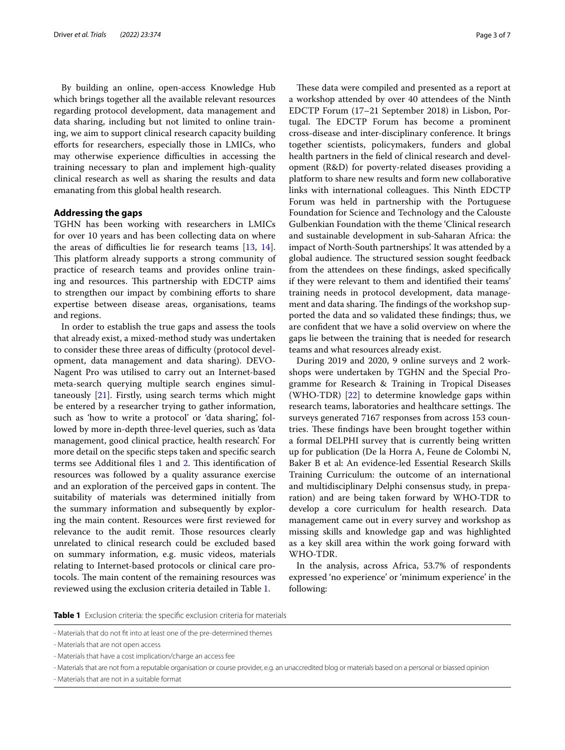By building an online, open-access Knowledge Hub which brings together all the available relevant resources regarding protocol development, data management and data sharing, including but not limited to online training, we aim to support clinical research capacity building efforts for researchers, especially those in LMICs, who may otherwise experience difficulties in accessing the training necessary to plan and implement high-quality clinical research as well as sharing the results and data emanating from this global health research.

## Addressing the gaps

TGHN has been working with researchers in LMICs for over 10 years and has been collecting data on where the areas of difficulties lie for research teams [13, 14]. This platform already supports a strong community of practice of research teams and provides online training and resources. This partnership with EDCTP aims to strengthen our impact by combining efforts to share expertise between disease areas, organisations, teams and regions.

In order to establish the true gaps and assess the tools that already exist, a mixed-method study was undertaken to consider these three areas of difficulty (protocol development, data management and data sharing). DEVONagent Pro was utilised to carry out an Internet-based meta-search querying multiple search engines simultaneously [21]. Firstly, using search terms which might be entered by a researcher trying to gather information, such as 'how to write a protocol' or 'data sharing', followed by more in-depth three-level queries, such as 'data management, good clinical practice, health research'. For more detail on the specific steps taken and specific search terms see Additional files 1 and 2. This identification of resources was followed by a quality assurance exercise and an exploration of the perceived gaps in content. The suitability of materials was determined initially from the summary information and subsequently by exploring the main content. Resources were first reviewed for relevance to the audit remit. Those resources clearly unrelated to clinical research could be excluded based on summary information, e.g. music videos, materials relating to Internet-based protocols or clinical care protocols. The main content of the remaining resources was reviewed using the exclusion criteria detailed in Table 1.

These data were compiled and presented as a report at a workshop attended by over 40 attendees of the Ninth EDCTP Forum (17–21 September 2018) in Lisbon, Portugal. The EDCTP Forum has become a prominent cross-disease and inter-disciplinary conference. It brings together scientists, policymakers, funders and global health partners in the field of clinical research and development (R&D) for poverty-related diseases providing a platform to share new results and form new collaborative links with international colleagues. This Ninth EDCTP Forum was held in partnership with the Portuguese Foundation for Science and Technology and the Calouste Gulbenkian Foundation with the theme 'Clinical research and sustainable development in sub-Saharan Africa: the impact of North-South partnerships'. It was attended by a global audience. The structured session sought feedback from the attendees on these findings, asked specifically if they were relevant to them and identified their teams' training needs in protocol development, data management and data sharing. The findings of the workshop supported the data and so validated these findings; thus, we are confident that we have a solid overview on where the gaps lie between the training that is needed for research teams and what resources already exist.

During 2019 and 2020, 9 online surveys and 2 workshops were undertaken by TGHN and the Special Programme for Research & Training in Tropical Diseases (WHO-TDR) [22] to determine knowledge gaps within research teams, laboratories and healthcare settings. The surveys generated 7167 responses from across 153 countries. These findings have been brought together within a formal DELPHI survey that is currently being written up for publication (De la Horra A, Feune de Colombi N, Baker B et al: An evidence-led Essential Research Skills Training Curriculum: the outcome of an international and multidisciplinary Delphi consensus study, in preparation) and are being taken forward by WHO-TDR to develop a core curriculum for health research. Data management came out in every survey and workshop as missing skills and knowledge gap and was highlighted as a key skill area within the work going forward with WHO-TDR.

In the analysis, across Africa, 53.7% of respondents expressed 'no experience' or 'minimum experience' in the following:

**Table 1** Exclusion criteria: the specific exclusion criteria for materials

| |
|---|
| - Materials that do not fit into at least one of the pre-determined themes |
| - Materials that are not open access |
| - Materials that have a cost implication/charge an access fee |
| - Materials that are not from a reputable organisation or course provider, e.g. an unaccredited blog or materials based on a personal or biassed opinion |
| - Materials that are not in a suitable format |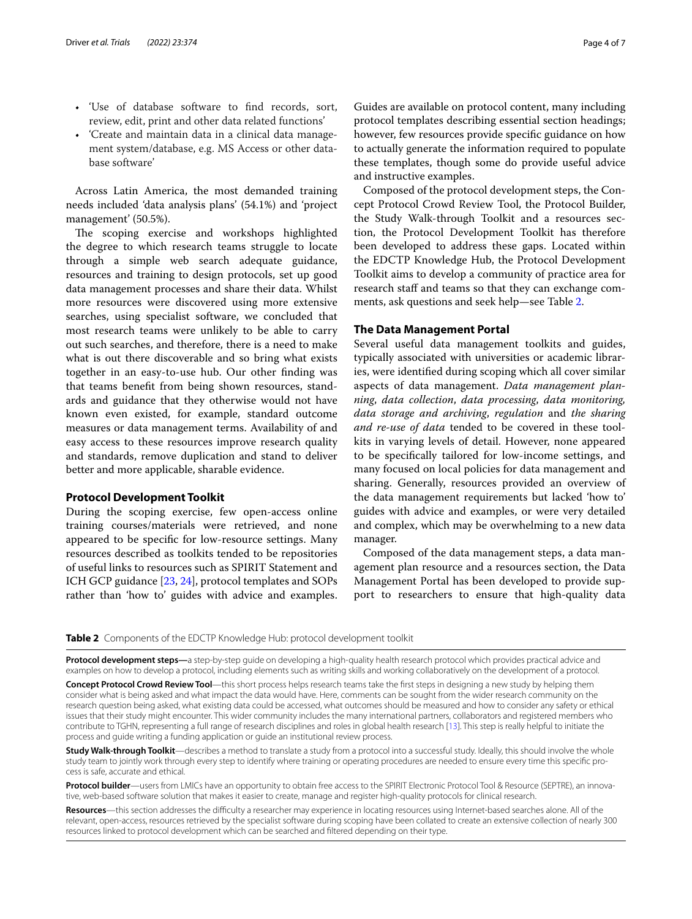- 'Use of database software to find records, sort, review, edit, print and other data related functions'
- 'Create and maintain data in a clinical data management system/database, e.g. MS Access or other database software'

Across Latin America, the most demanded training needs included 'data analysis plans' (54.1%) and 'project management' (50.5%).

The scoping exercise and workshops highlighted the degree to which research teams struggle to locate through a simple web search adequate guidance, resources and training to design protocols, set up good data management processes and share their data. Whilst more resources were discovered using more extensive searches, using specialist software, we concluded that most research teams were unlikely to be able to carry out such searches, and therefore, there is a need to make what is out there discoverable and so bring what exists together in an easy-to-use hub. Our other finding was that teams benefit from being shown resources, standards and guidance that they otherwise would not have known even existed, for example, standard outcome measures or data management terms. Availability of and easy access to these resources improve research quality and standards, remove duplication and stand to deliver better and more applicable, sharable evidence.

## Protocol Development Toolkit

During the scoping exercise, few open-access online training courses/materials were retrieved, and none appeared to be specific for low-resource settings. Many resources described as toolkits tended to be repositories of useful links to resources such as SPIRIT Statement and ICH GCP guidance [23, 24], protocol templates and SOPs rather than 'how to' guides with advice and examples. Guides are available on protocol content, many including protocol templates describing essential section headings; however, few resources provide specific guidance on how to actually generate the information required to populate these templates, though some do provide useful advice and instructive examples.

Composed of the protocol development steps, the Concept Protocol Crowd Review Tool, the Protocol Builder, the Study Walk-through Toolkit and a resources section, the Protocol Development Toolkit has therefore been developed to address these gaps. Located within the EDCTP Knowledge Hub, the Protocol Development Toolkit aims to develop a community of practice area for research staff and teams so that they can exchange comments, ask questions and seek help—see Table 2.

## The Data Management Portal

Several useful data management toolkits and guides, typically associated with universities or academic libraries, were identified during scoping which all cover similar aspects of data management. *Data management planning*, *data collection*, *data processing*, *data monitoring, data storage and archiving*, *regulation* and *the sharing and re-use of data* tended to be covered in these toolkits in varying levels of detail. However, none appeared to be specifically tailored for low-income settings, and many focused on local policies for data management and sharing. Generally, resources provided an overview of the data management requirements but lacked 'how to' guides with advice and examples, or were very detailed and complex, which may be overwhelming to a new data manager.

Composed of the data management steps, a data management plan resource and a resources section, the Data Management Portal has been developed to provide support to researchers to ensure that high-quality data

**Table 2** Components of the EDCTP Knowledge Hub: protocol development toolkit

| |
|---|
| **Protocol development steps—**a step-by-step guide on developing a high-quality health research protocol which provides practical advice and examples on how to develop a protocol, including elements such as writing skills and working collaboratively on the development of a protocol. |
| **Concept Protocol Crowd Review Tool**—this short process helps research teams take the first steps in designing a new study by helping them consider what is being asked and what impact the data would have. Here, comments can be sought from the wider research community on the research question being asked, what existing data could be accessed, what outcomes should be measured and how to consider any safety or ethical issues that their study might encounter. This wider community includes the many international partners, collaborators and registered members who contribute to TGHN, representing a full range of research disciplines and roles in global health research [13]. This step is really helpful to initiate the process and guide writing a funding application or guide an institutional review process. |
| **Study Walk-through Toolkit**—describes a method to translate a study from a protocol into a successful study. Ideally, this should involve the whole study team to jointly work through every step to identify where training or operating procedures are needed to ensure every time this specific process is safe, accurate and ethical. |
| **Protocol builder**—users from LMICs have an opportunity to obtain free access to the SPIRIT Electronic Protocol Tool & Resource (SEPTRE), an innovative, web-based software solution that makes it easier to create, manage and register high-quality protocols for clinical research. |
| **Resources**—this section addresses the difficulty a researcher may experience in locating resources using Internet-based searches alone. All of the relevant, open-access, resources retrieved by the specialist software during scoping have been collated to create an extensive collection of nearly 300 resources linked to protocol development which can be searched and filtered depending on their type. |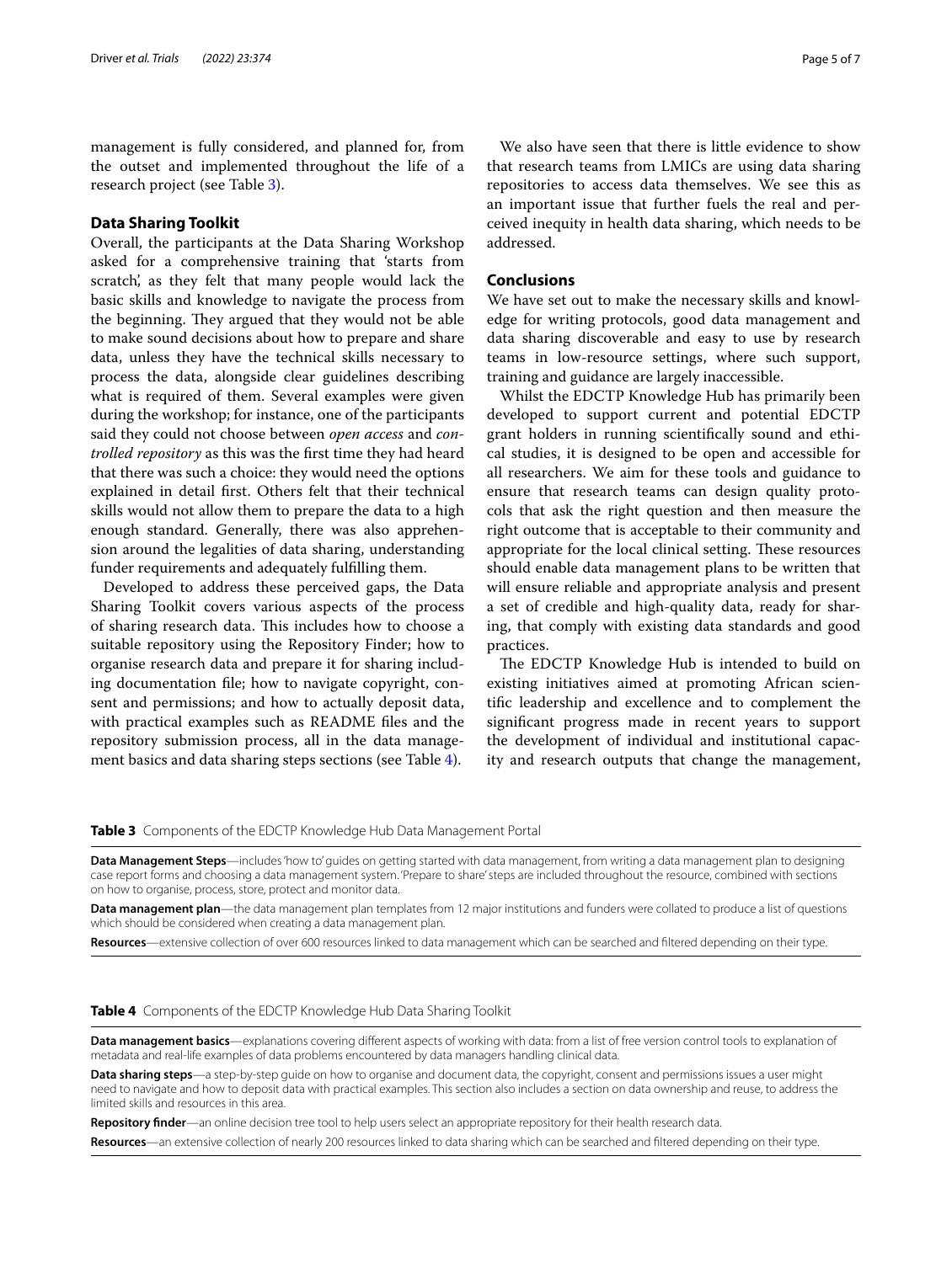management is fully considered, and planned for, from the outset and implemented throughout the life of a research project (see Table 3).

## Data Sharing Toolkit

Overall, the participants at the Data Sharing Workshop asked for a comprehensive training that 'starts from scratch', as they felt that many people would lack the basic skills and knowledge to navigate the process from the beginning. They argued that they would not be able to make sound decisions about how to prepare and share data, unless they have the technical skills necessary to process the data, alongside clear guidelines describing what is required of them. Several examples were given during the workshop; for instance, one of the participants said they could not choose between *open access* and *controlled repository* as this was the first time they had heard that there was such a choice: they would need the options explained in detail first. Others felt that their technical skills would not allow them to prepare the data to a high enough standard. Generally, there was also apprehension around the legalities of data sharing, understanding funder requirements and adequately fulfilling them.

Developed to address these perceived gaps, the Data Sharing Toolkit covers various aspects of the process of sharing research data. This includes how to choose a suitable repository using the Repository Finder; how to organise research data and prepare it for sharing including documentation file; how to navigate copyright, consent and permissions; and how to actually deposit data, with practical examples such as README files and the repository submission process, all in the data management basics and data sharing steps sections (see Table 4).

We also have seen that there is little evidence to show that research teams from LMICs are using data sharing repositories to access data themselves. We see this as an important issue that further fuels the real and perceived inequity in health data sharing, which needs to be addressed.

## Conclusions

We have set out to make the necessary skills and knowledge for writing protocols, good data management and data sharing discoverable and easy to use by research teams in low-resource settings, where such support, training and guidance are largely inaccessible.

Whilst the EDCTP Knowledge Hub has primarily been developed to support current and potential EDCTP grant holders in running scientifically sound and ethical studies, it is designed to be open and accessible for all researchers. We aim for these tools and guidance to ensure that research teams can design quality protocols that ask the right question and then measure the right outcome that is acceptable to their community and appropriate for the local clinical setting. These resources should enable data management plans to be written that will ensure reliable and appropriate analysis and present a set of credible and high-quality data, ready for sharing, that comply with existing data standards and good practices.

The EDCTP Knowledge Hub is intended to build on existing initiatives aimed at promoting African scientific leadership and excellence and to complement the significant progress made in recent years to support the development of individual and institutional capacity and research outputs that change the management,

**Table 3** Components of the EDCTP Knowledge Hub Data Management Portal

| |
|---|
| **Data Management Steps**—includes 'how to' guides on getting started with data management, from writing a data management plan to designing case report forms and choosing a data management system. 'Prepare to share' steps are included throughout the resource, combined with sections on how to organise, process, store, protect and monitor data. |
| **Data management plan**—the data management plan templates from 12 major institutions and funders were collated to produce a list of questions which should be considered when creating a data management plan. |
| **Resources**—extensive collection of over 600 resources linked to data management which can be searched and filtered depending on their type. |

**Table 4** Components of the EDCTP Knowledge Hub Data Sharing Toolkit

| |
|---|
| **Data management basics**—explanations covering different aspects of working with data: from a list of free version control tools to explanation of metadata and real-life examples of data problems encountered by data managers handling clinical data. |
| **Data sharing steps**—a step-by-step guide on how to organise and document data, the copyright, consent and permissions issues a user might need to navigate and how to deposit data with practical examples. This section also includes a section on data ownership and reuse, to address the limited skills and resources in this area. |
| **Repository finder**—an online decision tree tool to help users select an appropriate repository for their health research data. |
| **Resources**—an extensive collection of nearly 200 resources linked to data sharing which can be searched and filtered depending on their type. |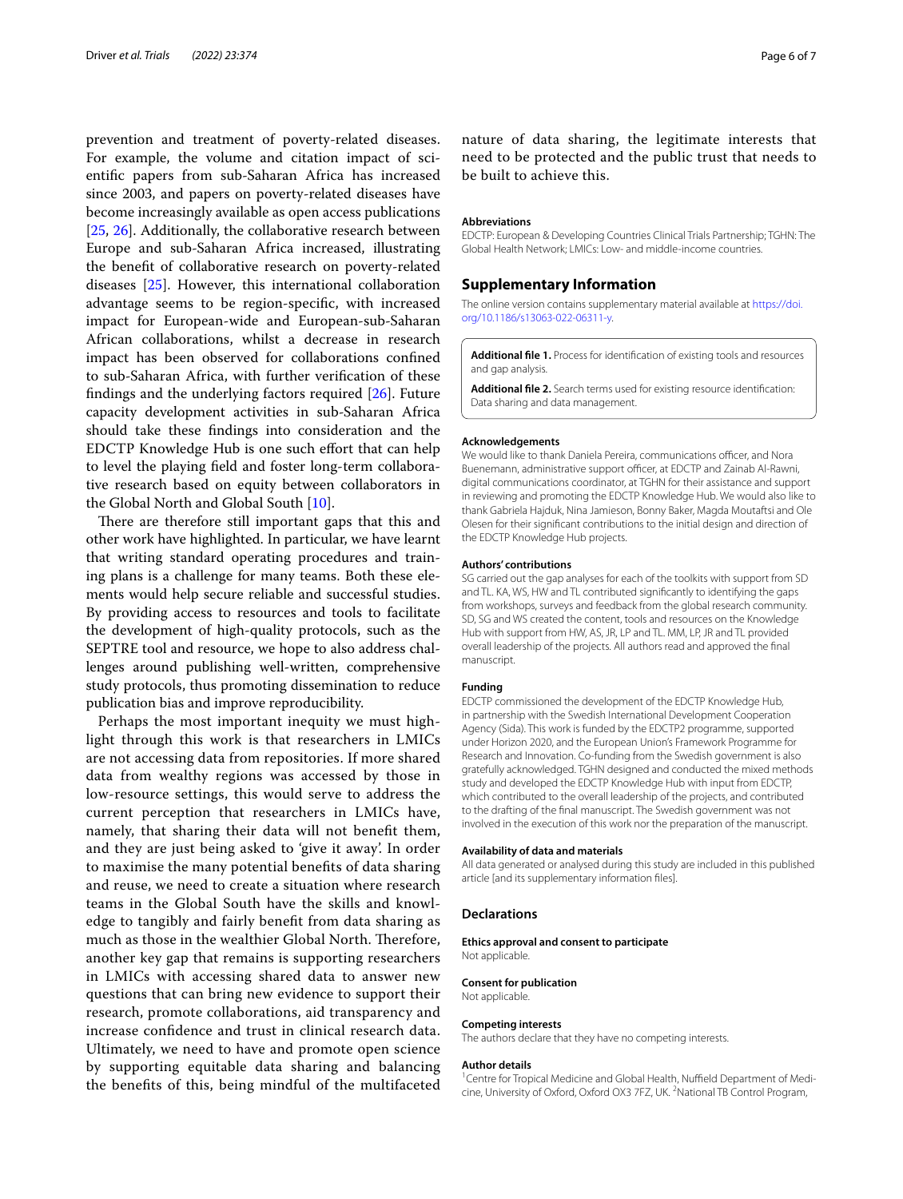prevention and treatment of poverty-related diseases. For example, the volume and citation impact of scientific papers from sub-Saharan Africa has increased since 2003, and papers on poverty-related diseases have become increasingly available as open access publications [25, 26]. Additionally, the collaborative research between Europe and sub-Saharan Africa increased, illustrating the benefit of collaborative research on poverty-related diseases [25]. However, this international collaboration advantage seems to be region-specific, with increased impact for European-wide and European-sub-Saharan African collaborations, whilst a decrease in research impact has been observed for collaborations confined to sub-Saharan Africa, with further verification of these findings and the underlying factors required [26]. Future capacity development activities in sub-Saharan Africa should take these findings into consideration and the EDCTP Knowledge Hub is one such effort that can help to level the playing field and foster long-term collaborative research based on equity between collaborators in the Global North and Global South [10].

There are therefore still important gaps that this and other work have highlighted. In particular, we have learnt that writing standard operating procedures and training plans is a challenge for many teams. Both these elements would help secure reliable and successful studies. By providing access to resources and tools to facilitate the development of high-quality protocols, such as the SEPTRE tool and resource, we hope to also address challenges around publishing well-written, comprehensive study protocols, thus promoting dissemination to reduce publication bias and improve reproducibility.

Perhaps the most important inequity we must highlight through this work is that researchers in LMICs are not accessing data from repositories. If more shared data from wealthy regions was accessed by those in low-resource settings, this would serve to address the current perception that researchers in LMICs have, namely, that sharing their data will not benefit them, and they are just being asked to 'give it away'. In order to maximise the many potential benefits of data sharing and reuse, we need to create a situation where research teams in the Global South have the skills and knowledge to tangibly and fairly benefit from data sharing as much as those in the wealthier Global North. Therefore, another key gap that remains is supporting researchers in LMICs with accessing shared data to answer new questions that can bring new evidence to support their research, promote collaborations, aid transparency and increase confidence and trust in clinical research data. Ultimately, we need to have and promote open science by supporting equitable data sharing and balancing the benefits of this, being mindful of the multifaceted nature of data sharing, the legitimate interests that need to be protected and the public trust that needs to be built to achieve this.

#### Abbreviations

EDCTP: European & Developing Countries Clinical Trials Partnership; TGHN: The Global Health Network; LMICs: Low- and middle-income countries.

## Supplementary Information

The online version contains supplementary material available at https://doi.org/10.1186/s13063-022-06311-y.

**Additional file 1.** Process for identification of existing tools and resources and gap analysis.

**Additional file 2.** Search terms used for existing resource identification: Data sharing and data management.

#### Acknowledgements

We would like to thank Daniela Pereira, communications officer, and Nora Buenemann, administrative support officer, at EDCTP and Zainab Al-Rawni, digital communications coordinator, at TGHN for their assistance and support in reviewing and promoting the EDCTP Knowledge Hub. We would also like to thank Gabriela Hajduk, Nina Jamieson, Bonny Baker, Magda Moutaftsi and Ole Olesen for their significant contributions to the initial design and direction of the EDCTP Knowledge Hub projects.

#### Authors' contributions

SG carried out the gap analyses for each of the toolkits with support from SD and TL. KA, WS, HW and TL contributed significantly to identifying the gaps from workshops, surveys and feedback from the global research community. SD, SG and WS created the content, tools and resources on the Knowledge Hub with support from HW, AS, JR, LP and TL. MM, LP, JR and TL provided overall leadership of the projects. All authors read and approved the final manuscript.

#### Funding

EDCTP commissioned the development of the EDCTP Knowledge Hub, in partnership with the Swedish International Development Cooperation Agency (Sida). This work is funded by the EDCTP2 programme, supported under Horizon 2020, and the European Union's Framework Programme for Research and Innovation. Co-funding from the Swedish government is also gratefully acknowledged. TGHN designed and conducted the mixed methods study and developed the EDCTP Knowledge Hub with input from EDCTP, which contributed to the overall leadership of the projects, and contributed to the drafting of the final manuscript. The Swedish government was not involved in the execution of this work nor the preparation of the manuscript.

#### Availability of data and materials

All data generated or analysed during this study are included in this published article [and its supplementary information files].

### Declarations

#### Ethics approval and consent to participate

Not applicable.

#### Consent for publication

Not applicable.

#### Competing interests

The authors declare that they have no competing interests.

#### Author details

[1]Centre for Tropical Medicine and Global Health, Nuffield Department of Medicine, University of Oxford, Oxford OX3 7FZ, UK. [2]National TB Control Program,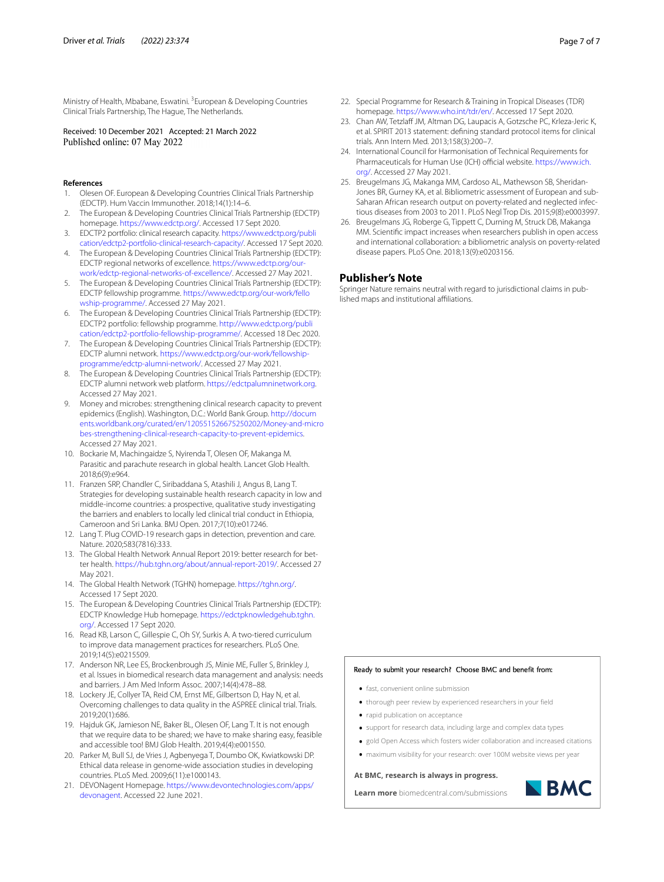Ministry of Health, Mbabane, Eswatini. [3]European & Developing Countries Clinical Trials Partnership, The Hague, The Netherlands.

Received: 10 December 2021 Accepted: 21 March 2022
Published online: 07 May 2022

## References

1. Olesen OF. European & Developing Countries Clinical Trials Partnership (EDCTP). Hum Vaccin Immunother. 2018;14(1):14–6.
2. The European & Developing Countries Clinical Trials Partnership (EDCTP) homepage. https://www.edctp.org/. Accessed 17 Sept 2020.
3. EDCTP2 portfolio: clinical research capacity. https://www.edctp.org/publication/edctp2-portfolio-clinical-research-capacity/. Accessed 17 Sept 2020.
4. The European & Developing Countries Clinical Trials Partnership (EDCTP): EDCTP regional networks of excellence. https://www.edctp.org/our-work/edctp-regional-networks-of-excellence/. Accessed 27 May 2021.
5. The European & Developing Countries Clinical Trials Partnership (EDCTP): EDCTP fellowship programme. https://www.edctp.org/our-work/fellowship-programme/. Accessed 27 May 2021.
6. The European & Developing Countries Clinical Trials Partnership (EDCTP): EDCTP2 portfolio: fellowship programme. http://www.edctp.org/publication/edctp2-portfolio-fellowship-programme/. Accessed 18 Dec 2020.
7. The European & Developing Countries Clinical Trials Partnership (EDCTP): EDCTP alumni network. https://www.edctp.org/our-work/fellowship-programme/edctp-alumni-network/. Accessed 27 May 2021.
8. The European & Developing Countries Clinical Trials Partnership (EDCTP): EDCTP alumni network web platform. https://edctpalumninetwork.org. Accessed 27 May 2021.
9. Money and microbes: strengthening clinical research capacity to prevent epidemics (English). Washington, D.C.: World Bank Group. http://documents.worldbank.org/curated/en/120551526675250202/Money-and-microbes-strengthening-clinical-research-capacity-to-prevent-epidemics. Accessed 27 May 2021.
10. Bockarie M, Machingaidze S, Nyirenda T, Olesen OF, Makanga M. Parasitic and parachute research in global health. Lancet Glob Health. 2018;6(9):e964.
11. Franzen SRP, Chandler C, Siribaddana S, Atashili J, Angus B, Lang T. Strategies for developing sustainable health research capacity in low and middle-income countries: a prospective, qualitative study investigating the barriers and enablers to locally led clinical trial conduct in Ethiopia, Cameroon and Sri Lanka. BMJ Open. 2017;7(10):e017246.
12. Lang T. Plug COVID-19 research gaps in detection, prevention and care. Nature. 2020;583(7816):333.
13. The Global Health Network Annual Report 2019: better research for better health. https://hub.tghn.org/about/annual-report-2019/. Accessed 27 May 2021.
14. The Global Health Network (TGHN) homepage. https://tghn.org/. Accessed 17 Sept 2020.
15. The European & Developing Countries Clinical Trials Partnership (EDCTP): EDCTP Knowledge Hub homepage. https://edctpknowledgehub.tghn.org/. Accessed 17 Sept 2020.
16. Read KB, Larson C, Gillespie C, Oh SY, Surkis A. A two-tiered curriculum to improve data management practices for researchers. PLoS One. 2019;14(5):e0215509.
17. Anderson NR, Lee ES, Brockenbrough JS, Minie ME, Fuller S, Brinkley J, et al. Issues in biomedical research data management and analysis: needs and barriers. J Am Med Inform Assoc. 2007;14(4):478–88.
18. Lockery JE, Collyer TA, Reid CM, Ernst ME, Gilbertson D, Hay N, et al. Overcoming challenges to data quality in the ASPREE clinical trial. Trials. 2019;20(1):686.
19. Hajduk GK, Jamieson NE, Baker BL, Olesen OF, Lang T. It is not enough that we require data to be shared; we have to make sharing easy, feasible and accessible too! BMJ Glob Health. 2019;4(4):e001550.
20. Parker M, Bull SJ, de Vries J, Agbenyega T, Doumbo OK, Kwiatkowski DP. Ethical data release in genome-wide association studies in developing countries. PLoS Med. 2009;6(11):e1000143.
21. DEVONagent Homepage. https://www.devontechnologies.com/apps/devonagent. Accessed 22 June 2021.
22. Special Programme for Research & Training in Tropical Diseases (TDR) homepage. https://www.who.int/tdr/en/. Accessed 17 Sept 2020.
23. Chan AW, Tetzlaff JM, Altman DG, Laupacis A, Gotzsche PC, Krleza-Jeric K, et al. SPIRIT 2013 statement: defining standard protocol items for clinical trials. Ann Intern Med. 2013;158(3):200–7.
24. International Council for Harmonisation of Technical Requirements for Pharmaceuticals for Human Use (ICH) official website. https://www.ich.org/. Accessed 27 May 2021.
25. Breugelmans JG, Makanga MM, Cardoso AL, Mathewson SB, Sheridan-Jones BR, Gurney KA, et al. Bibliometric assessment of European and sub-Saharan African research output on poverty-related and neglected infectious diseases from 2003 to 2011. PLoS Negl Trop Dis. 2015;9(8):e0003997.
26. Breugelmans JG, Roberge G, Tippett C, Durning M, Struck DB, Makanga MM. Scientific impact increases when researchers publish in open access and international collaboration: a bibliometric analysis on poverty-related disease papers. PLoS One. 2018;13(9):e0203156.

## Publisher's Note

Springer Nature remains neutral with regard to jurisdictional claims in published maps and institutional affiliations.

Ready to submit your research? Choose BMC and benefit from:

- fast, convenient online submission
- thorough peer review by experienced researchers in your field
- rapid publication on acceptance
- support for research data, including large and complex data types
- gold Open Access which fosters wider collaboration and increased citations
- maximum visibility for your research: over 100M website views per year

**At BMC, research is always in progress.**

**Learn more** biomedcentral.com/submissions

BMC